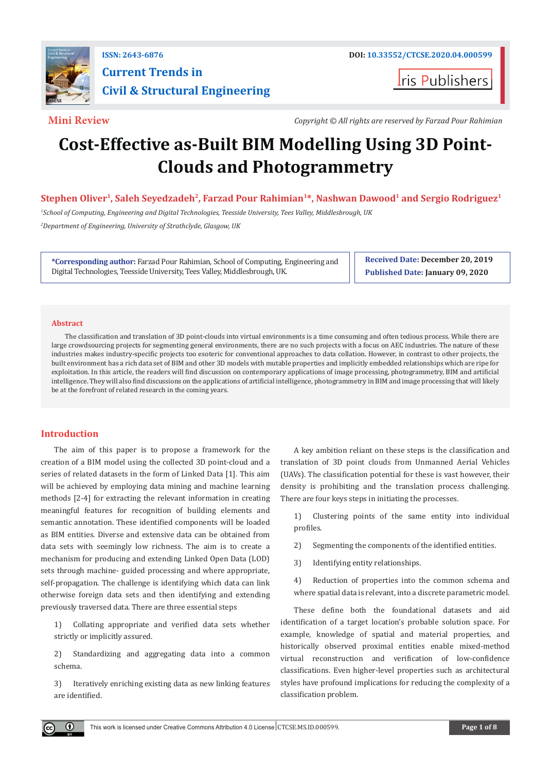Mini Review

*Copyright © All rights are reserved by Farzad Pour Rahimian*

# Cost-Effective as-Built BIM Modelling Using 3D Point-Clouds and Photogrammetry

**Stephen Oliver[1], Saleh Seyedzadeh[2], Farzad Pour Rahimian[1]*, Nashwan Dawood[1] and Sergio Rodriguez[1]**

[1]*School of Computing, Engineering and Digital Technologies, Teesside University, Tees Valley, Middlesbrough, UK*

[2]*Department of Engineering, University of Strathclyde, Glasgow, UK*

**\*Corresponding author:** Farzad Pour Rahimian, School of Computing, Engineering and Digital Technologies, Teesside University, Tees Valley, Middlesbrough, UK.

**Received Date: December 20, 2019**

**Published Date: January 09, 2020**

## Abstract

The classification and translation of 3D point-clouds into virtual environments is a time consuming and often tedious process. While there are large crowdsourcing projects for segmenting general environments, there are no such projects with a focus on AEC industries. The nature of these industries makes industry-specific projects too esoteric for conventional approaches to data collation. However, in contrast to other projects, the built environment has a rich data set of BIM and other 3D models with mutable properties and implicitly embedded relationships which are ripe for exploitation. In this article, the readers will find discussion on contemporary applications of image processing, photogrammetry, BIM and artificial intelligence. They will also find discussions on the applications of artificial intelligence, photogrammetry in BIM and image processing that will likely be at the forefront of related research in the coming years.

## Introduction

The aim of this paper is to propose a framework for the creation of a BIM model using the collected 3D point-cloud and a series of related datasets in the form of Linked Data [1]. This aim will be achieved by employing data mining and machine learning methods [2-4] for extracting the relevant information in creating meaningful features for recognition of building elements and semantic annotation. These identified components will be loaded as BIM entities. Diverse and extensive data can be obtained from data sets with seemingly low richness. The aim is to create a mechanism for producing and extending Linked Open Data (LOD) sets through machine- guided processing and where appropriate, self-propagation. The challenge is identifying which data can link otherwise foreign data sets and then identifying and extending previously traversed data. There are three essential steps

1) Collating appropriate and verified data sets whether strictly or implicitly assured.

2) Standardizing and aggregating data into a common schema.

3) Iteratively enriching existing data as new linking features are identified.

A key ambition reliant on these steps is the classification and translation of 3D point clouds from Unmanned Aerial Vehicles (UAVs). The classification potential for these is vast however, their density is prohibiting and the translation process challenging. There are four keys steps in initiating the processes.

1) Clustering points of the same entity into individual profiles.

2) Segmenting the components of the identified entities.

3) Identifying entity relationships.

4) Reduction of properties into the common schema and where spatial data is relevant, into a discrete parametric model.

These define both the foundational datasets and aid identification of a target location's probable solution space. For example, knowledge of spatial and material properties, and historically observed proximal entities enable mixed-method virtual reconstruction and verification of low-confidence classifications. Even higher-level properties such as architectural styles have profound implications for reducing the complexity of a classification problem.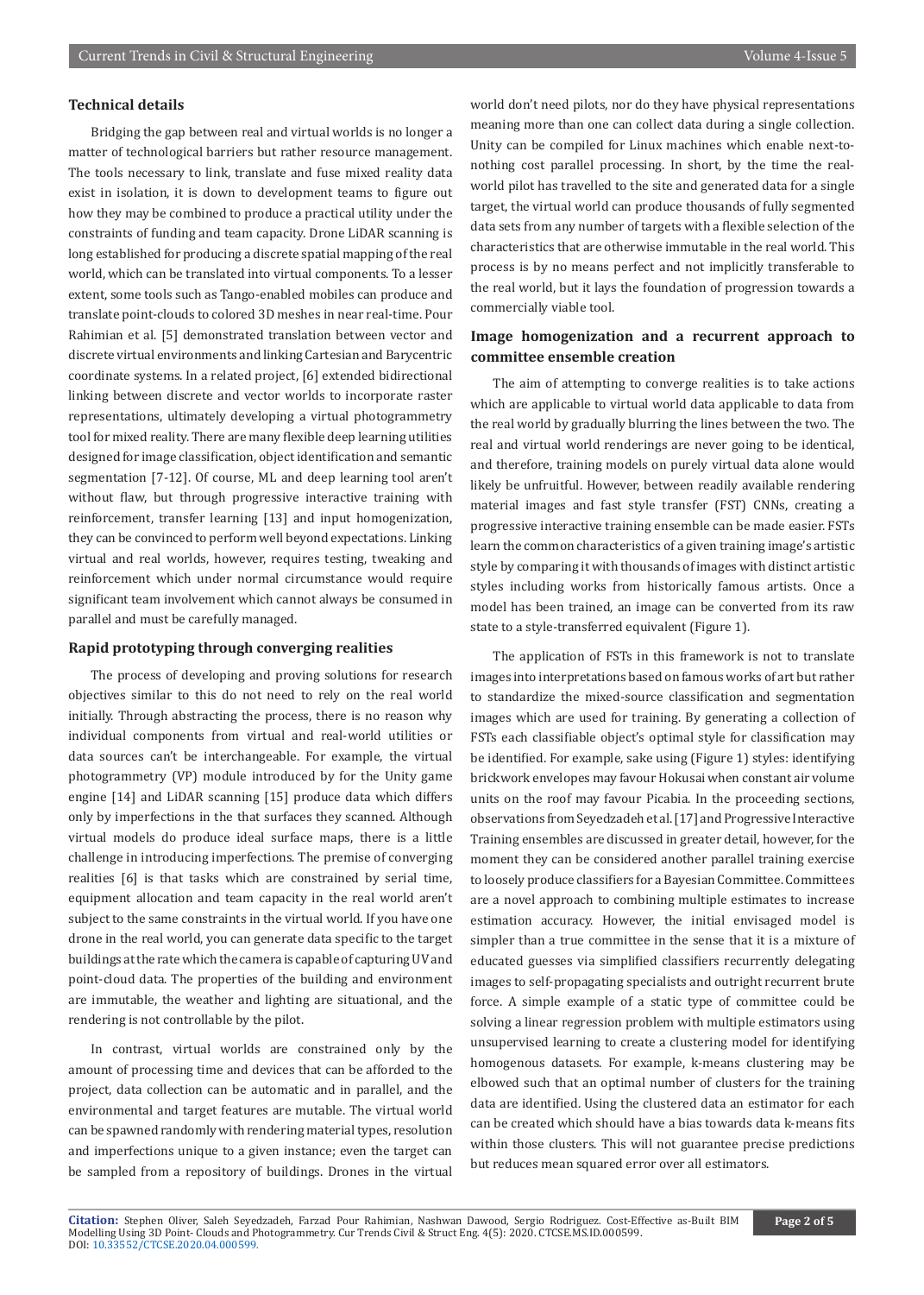### Technical details

Bridging the gap between real and virtual worlds is no longer a matter of technological barriers but rather resource management. The tools necessary to link, translate and fuse mixed reality data exist in isolation, it is down to development teams to figure out how they may be combined to produce a practical utility under the constraints of funding and team capacity. Drone LiDAR scanning is long established for producing a discrete spatial mapping of the real world, which can be translated into virtual components. To a lesser extent, some tools such as Tango-enabled mobiles can produce and translate point-clouds to colored 3D meshes in near real-time. Pour Rahimian et al. [5] demonstrated translation between vector and discrete virtual environments and linking Cartesian and Barycentric coordinate systems. In a related project, [6] extended bidirectional linking between discrete and vector worlds to incorporate raster representations, ultimately developing a virtual photogrammetry tool for mixed reality. There are many flexible deep learning utilities designed for image classification, object identification and semantic segmentation [7-12]. Of course, ML and deep learning tool aren't without flaw, but through progressive interactive training with reinforcement, transfer learning [13] and input homogenization, they can be convinced to perform well beyond expectations. Linking virtual and real worlds, however, requires testing, tweaking and reinforcement which under normal circumstance would require significant team involvement which cannot always be consumed in parallel and must be carefully managed.

### Rapid prototyping through converging realities

The process of developing and proving solutions for research objectives similar to this do not need to rely on the real world initially. Through abstracting the process, there is no reason why individual components from virtual and real-world utilities or data sources can't be interchangeable. For example, the virtual photogrammetry (VP) module introduced by for the Unity game engine [14] and LiDAR scanning [15] produce data which differs only by imperfections in the that surfaces they scanned. Although virtual models do produce ideal surface maps, there is a little challenge in introducing imperfections. The premise of converging realities [6] is that tasks which are constrained by serial time, equipment allocation and team capacity in the real world aren't subject to the same constraints in the virtual world. If you have one drone in the real world, you can generate data specific to the target buildings at the rate which the camera is capable of capturing UV and point-cloud data. The properties of the building and environment are immutable, the weather and lighting are situational, and the rendering is not controllable by the pilot.

In contrast, virtual worlds are constrained only by the amount of processing time and devices that can be afforded to the project, data collection can be automatic and in parallel, and the environmental and target features are mutable. The virtual world can be spawned randomly with rendering material types, resolution and imperfections unique to a given instance; even the target can be sampled from a repository of buildings. Drones in the virtual world don't need pilots, nor do they have physical representations meaning more than one can collect data during a single collection. Unity can be compiled for Linux machines which enable next-to-nothing cost parallel processing. In short, by the time the real-world pilot has travelled to the site and generated data for a single target, the virtual world can produce thousands of fully segmented data sets from any number of targets with a flexible selection of the characteristics that are otherwise immutable in the real world. This process is by no means perfect and not implicitly transferable to the real world, but it lays the foundation of progression towards a commercially viable tool.

### Image homogenization and a recurrent approach to committee ensemble creation

The aim of attempting to converge realities is to take actions which are applicable to virtual world data applicable to data from the real world by gradually blurring the lines between the two. The real and virtual world renderings are never going to be identical, and therefore, training models on purely virtual data alone would likely be unfruitful. However, between readily available rendering material images and fast style transfer (FST) CNNs, creating a progressive interactive training ensemble can be made easier. FSTs learn the common characteristics of a given training image's artistic style by comparing it with thousands of images with distinct artistic styles including works from historically famous artists. Once a model has been trained, an image can be converted from its raw state to a style-transferred equivalent (Figure 1).

The application of FSTs in this framework is not to translate images into interpretations based on famous works of art but rather to standardize the mixed-source classification and segmentation images which are used for training. By generating a collection of FSTs each classifiable object's optimal style for classification may be identified. For example, sake using (Figure 1) styles: identifying brickwork envelopes may favour Hokusai when constant air volume units on the roof may favour Picabia. In the proceeding sections, observations from Seyedzadeh et al. [17] and Progressive Interactive Training ensembles are discussed in greater detail, however, for the moment they can be considered another parallel training exercise to loosely produce classifiers for a Bayesian Committee. Committees are a novel approach to combining multiple estimates to increase estimation accuracy. However, the initial envisaged model is simpler than a true committee in the sense that it is a mixture of educated guesses via simplified classifiers recurrently delegating images to self-propagating specialists and outright recurrent brute force. A simple example of a static type of committee could be solving a linear regression problem with multiple estimators using unsupervised learning to create a clustering model for identifying homogenous datasets. For example, k-means clustering may be elbowed such that an optimal number of clusters for the training data are identified. Using the clustered data an estimator for each can be created which should have a bias towards data k-means fits within those clusters. This will not guarantee precise predictions but reduces mean squared error over all estimators.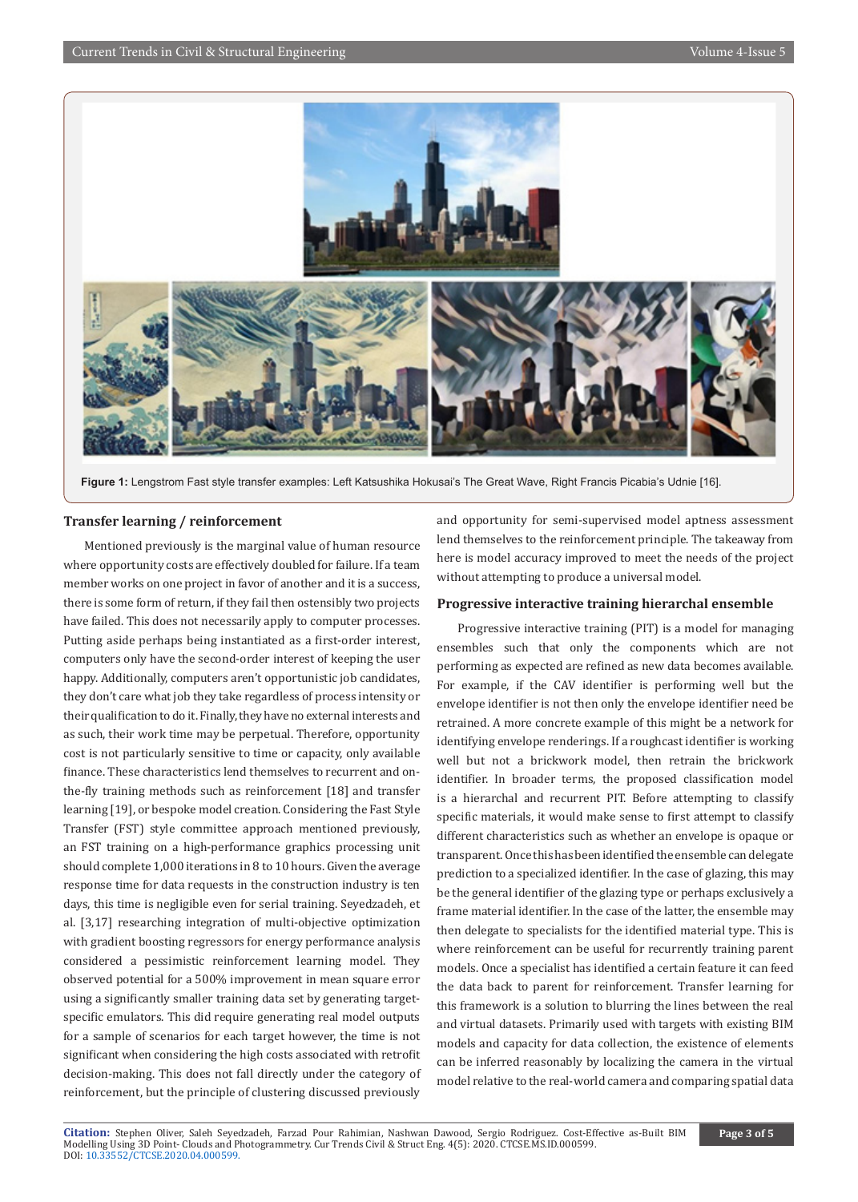Figure 1: Lengstrom Fast style transfer examples: Left Katsushika Hokusai's The Great Wave, Right Francis Picabia's Udnie [16].

## Transfer learning / reinforcement

Mentioned previously is the marginal value of human resource where opportunity costs are effectively doubled for failure. If a team member works on one project in favor of another and it is a success, there is some form of return, if they fail then ostensibly two projects have failed. This does not necessarily apply to computer processes. Putting aside perhaps being instantiated as a first-order interest, computers only have the second-order interest of keeping the user happy. Additionally, computers aren't opportunistic job candidates, they don't care what job they take regardless of process intensity or their qualification to do it. Finally, they have no external interests and as such, their work time may be perpetual. Therefore, opportunity cost is not particularly sensitive to time or capacity, only available finance. These characteristics lend themselves to recurrent and on-the-fly training methods such as reinforcement [18] and transfer learning [19], or bespoke model creation. Considering the Fast Style Transfer (FST) style committee approach mentioned previously, an FST training on a high-performance graphics processing unit should complete 1,000 iterations in 8 to 10 hours. Given the average response time for data requests in the construction industry is ten days, this time is negligible even for serial training. Seyedzadeh, et al. [3,17] researching integration of multi-objective optimization with gradient boosting regressors for energy performance analysis considered a pessimistic reinforcement learning model. They observed potential for a 500% improvement in mean square error using a significantly smaller training data set by generating target-specific emulators. This did require generating real model outputs for a sample of scenarios for each target however, the time is not significant when considering the high costs associated with retrofit decision-making. This does not fall directly under the category of reinforcement, but the principle of clustering discussed previously and opportunity for semi-supervised model aptness assessment lend themselves to the reinforcement principle. The takeaway from here is model accuracy improved to meet the needs of the project without attempting to produce a universal model.

## Progressive interactive training hierarchal ensemble

Progressive interactive training (PIT) is a model for managing ensembles such that only the components which are not performing as expected are refined as new data becomes available. For example, if the CAV identifier is performing well but the envelope identifier is not then only the envelope identifier need be retrained. A more concrete example of this might be a network for identifying envelope renderings. If a roughcast identifier is working well but not a brickwork model, then retrain the brickwork identifier. In broader terms, the proposed classification model is a hierarchal and recurrent PIT. Before attempting to classify specific materials, it would make sense to first attempt to classify different characteristics such as whether an envelope is opaque or transparent. Once this has been identified the ensemble can delegate prediction to a specialized identifier. In the case of glazing, this may be the general identifier of the glazing type or perhaps exclusively a frame material identifier. In the case of the latter, the ensemble may then delegate to specialists for the identified material type. This is where reinforcement can be useful for recurrently training parent models. Once a specialist has identified a certain feature it can feed the data back to parent for reinforcement. Transfer learning for this framework is a solution to blurring the lines between the real and virtual datasets. Primarily used with targets with existing BIM models and capacity for data collection, the existence of elements can be inferred reasonably by localizing the camera in the virtual model relative to the real-world camera and comparing spatial data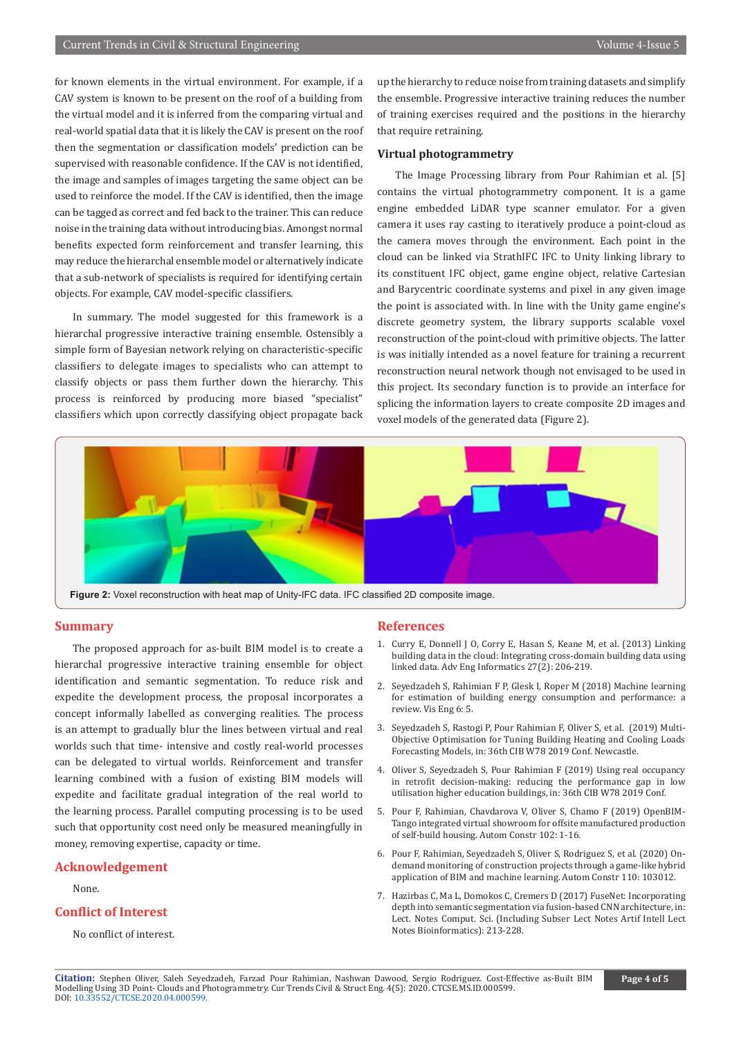for known elements in the virtual environment. For example, if a CAV system is known to be present on the roof of a building from the virtual model and it is inferred from the comparing virtual and real-world spatial data that it is likely the CAV is present on the roof then the segmentation or classification models' prediction can be supervised with reasonable confidence. If the CAV is not identified, the image and samples of images targeting the same object can be used to reinforce the model. If the CAV is identified, then the image can be tagged as correct and fed back to the trainer. This can reduce noise in the training data without introducing bias. Amongst normal benefits expected form reinforcement and transfer learning, this may reduce the hierarchal ensemble model or alternatively indicate that a sub-network of specialists is required for identifying certain objects. For example, CAV model-specific classifiers.

In summary. The model suggested for this framework is a hierarchal progressive interactive training ensemble. Ostensibly a simple form of Bayesian network relying on characteristic-specific classifiers to delegate images to specialists who can attempt to classify objects or pass them further down the hierarchy. This process is reinforced by producing more biased "specialist" classifiers which upon correctly classifying object propagate back up the hierarchy to reduce noise from training datasets and simplify the ensemble. Progressive interactive training reduces the number of training exercises required and the positions in the hierarchy that require retraining.

### Virtual photogrammetry

The Image Processing library from Pour Rahimian et al. [5] contains the virtual photogrammetry component. It is a game engine embedded LiDAR type scanner emulator. For a given camera it uses ray casting to iteratively produce a point-cloud as the camera moves through the environment. Each point in the cloud can be linked via StrathIFC IFC to Unity linking library to its constituent IFC object, game engine object, relative Cartesian and Barycentric coordinate systems and pixel in any given image the point is associated with. In line with the Unity game engine's discrete geometry system, the library supports scalable voxel reconstruction of the point-cloud with primitive objects. The latter is was initially intended as a novel feature for training a recurrent reconstruction neural network though not envisaged to be used in this project. Its secondary function is to provide an interface for splicing the information layers to create composite 2D images and voxel models of the generated data (Figure 2).

**Figure 2:** Voxel reconstruction with heat map of Unity-IFC data. IFC classified 2D composite image.

## Summary

The proposed approach for as-built BIM model is to create a hierarchal progressive interactive training ensemble for object identification and semantic segmentation. To reduce risk and expedite the development process, the proposal incorporates a concept informally labelled as converging realities. The process is an attempt to gradually blur the lines between virtual and real worlds such that time- intensive and costly real-world processes can be delegated to virtual worlds. Reinforcement and transfer learning combined with a fusion of existing BIM models will expedite and facilitate gradual integration of the real world to the learning process. Parallel computing processing is to be used such that opportunity cost need only be measured meaningfully in money, removing expertise, capacity or time.

## Acknowledgement

None.

## Conflict of Interest

No conflict of interest.

## References

1. Curry E, Donnell J O, Corry E, Hasan S, Keane M, et al. (2013) Linking building data in the cloud: Integrating cross-domain building data using linked data. Adv Eng Informatics 27(2): 206-219.
2. Seyedzadeh S, Rahimian F P, Glesk I, Roper M (2018) Machine learning for estimation of building energy consumption and performance: a review. Vis Eng 6: 5.
3. Seyedzadeh S, Rastogi P, Pour Rahimian F, Oliver S, et al. (2019) Multi-Objective Optimisation for Tuning Building Heating and Cooling Loads Forecasting Models, in: 36th CIB W78 2019 Conf. Newcastle.
4. Oliver S, Seyedzadeh S, Pour Rahimian F (2019) Using real occupancy in retrofit decision-making: reducing the performance gap in low utilisation higher education buildings, in: 36th CIB W78 2019 Conf.
5. Pour F, Rahimian, Chavdarova V, Oliver S, Chamo F (2019) OpenBIM-Tango integrated virtual showroom for offsite manufactured production of self-build housing. Autom Constr 102: 1-16.
6. Pour F, Rahimian, Seyedzadeh S, Oliver S, Rodriguez S, et al. (2020) On-demand monitoring of construction projects through a game-like hybrid application of BIM and machine learning. Autom Constr 110: 103012.
7. Hazirbas C, Ma L, Domokos C, Cremers D (2017) FuseNet: Incorporating depth into semantic segmentation via fusion-based CNN architecture, in: Lect. Notes Comput. Sci. (Including Subser Lect Notes Artif Intell Lect Notes Bioinformatics): 213-228.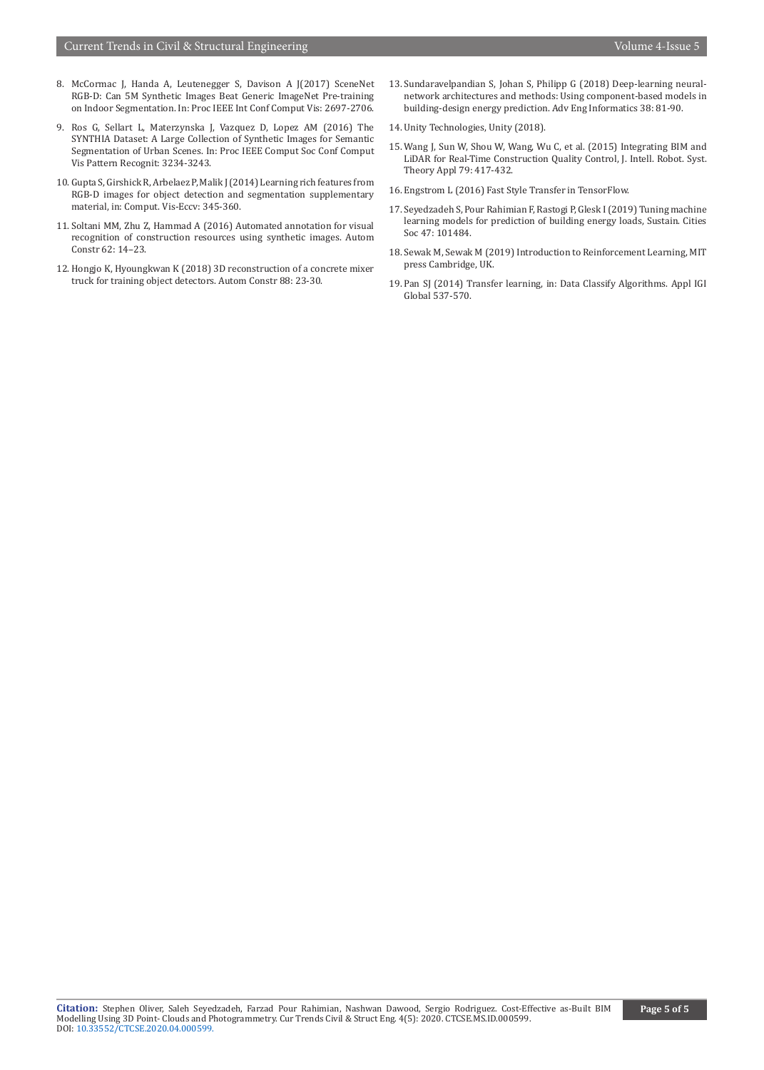8. McCormac J, Handa A, Leutenegger S, Davison A J(2017) SceneNet RGB-D: Can 5M Synthetic Images Beat Generic ImageNet Pre-training on Indoor Segmentation. In: Proc IEEE Int Conf Comput Vis: 2697-2706.
9. Ros G, Sellart L, Materzynska J, Vazquez D, Lopez AM (2016) The SYNTHIA Dataset: A Large Collection of Synthetic Images for Semantic Segmentation of Urban Scenes. In: Proc IEEE Comput Soc Conf Comput Vis Pattern Recognit: 3234-3243.
10. Gupta S, Girshick R, Arbelaez P, Malik J (2014) Learning rich features from RGB-D images for object detection and segmentation supplementary material, in: Comput. Vis-Eccv: 345-360.
11. Soltani MM, Zhu Z, Hammad A (2016) Automated annotation for visual recognition of construction resources using synthetic images. Autom Constr 62: 14–23.
12. Hongjo K, Hyoungkwan K (2018) 3D reconstruction of a concrete mixer truck for training object detectors. Autom Constr 88: 23-30.
13. Sundaravelpandian S, Johan S, Philipp G (2018) Deep-learning neural-network architectures and methods: Using component-based models in building-design energy prediction. Adv Eng Informatics 38: 81-90.
14. Unity Technologies, Unity (2018).
15. Wang J, Sun W, Shou W, Wang, Wu C, et al. (2015) Integrating BIM and LiDAR for Real-Time Construction Quality Control, J. Intell. Robot. Syst. Theory Appl 79: 417-432.
16. Engstrom L (2016) Fast Style Transfer in TensorFlow.
17. Seyedzadeh S, Pour Rahimian F, Rastogi P, Glesk I (2019) Tuning machine learning models for prediction of building energy loads, Sustain. Cities Soc 47: 101484.
18. Sewak M, Sewak M (2019) Introduction to Reinforcement Learning, MIT press Cambridge, UK.
19. Pan SJ (2014) Transfer learning, in: Data Classify Algorithms. Appl IGI Global 537-570.

**Citation:** Stephen Oliver, Saleh Seyedzadeh, Farzad Pour Rahimian, Nashwan Dawood, Sergio Rodriguez. Cost-Effective as-Built BIM Modelling Using 3D Point- Clouds and Photogrammetry. Cur Trends Civil & Struct Eng. 4(5): 2020. CTCSE.MS.ID.000599. DOI: 10.33552/CTCSE.2020.04.000599.